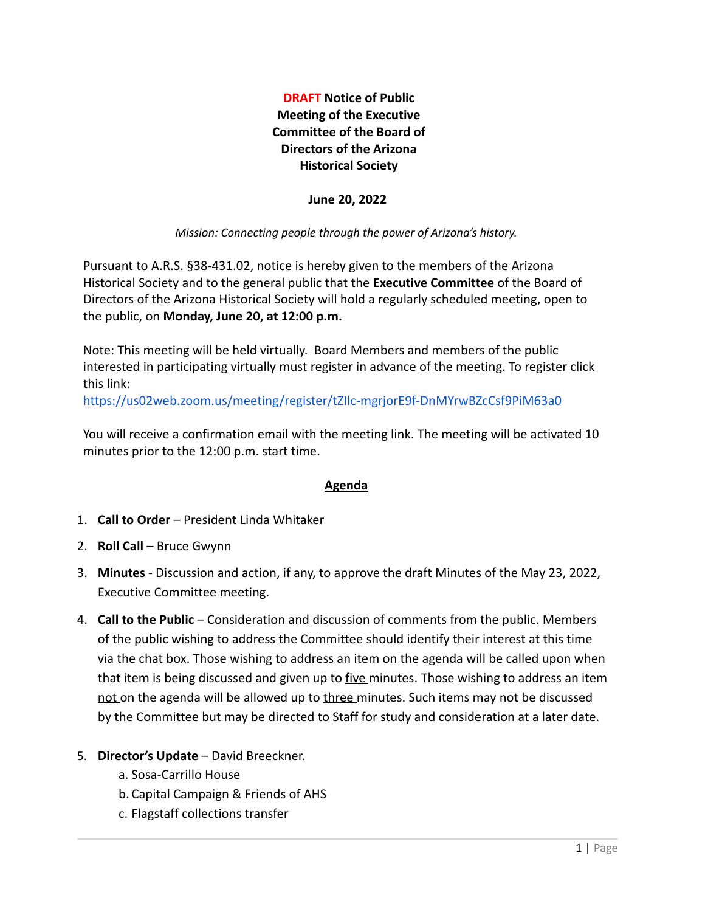# **DRAFT Notice of Public Meeting of the Executive Committee of the Board of Directors of the Arizona Historical Society**

**June 20, 2022**

*Mission: Connecting people through the power of Arizona's history.*

Pursuant to A.R.S. §38-431.02, notice is hereby given to the members of the Arizona Historical Society and to the general public that the **Executive Committee** of the Board of Directors of the Arizona Historical Society will hold a regularly scheduled meeting, open to the public, on **Monday, June 20, at 12:00 p.m.**

Note: This meeting will be held virtually. Board Members and members of the public interested in participating virtually must register in advance of the meeting. To register click this link:
https://us02web.zoom.us/meeting/register/tZIlc-mgrjorE9f-DnMYrwBZcCsf9PiM63a0

You will receive a confirmation email with the meeting link. The meeting will be activated 10 minutes prior to the 12:00 p.m. start time.

## Agenda

1. **Call to Order** – President Linda Whitaker
2. **Roll Call** – Bruce Gwynn
3. **Minutes** - Discussion and action, if any, to approve the draft Minutes of the May 23, 2022, Executive Committee meeting.
4. **Call to the Public** – Consideration and discussion of comments from the public. Members of the public wishing to address the Committee should identify their interest at this time via the chat box. Those wishing to address an item on the agenda will be called upon when that item is being discussed and given up to five minutes. Those wishing to address an item not on the agenda will be allowed up to three minutes. Such items may not be discussed by the Committee but may be directed to Staff for study and consideration at a later date.
5. **Director's Update** – David Breeckner.
   a. Sosa-Carrillo House
   b. Capital Campaign & Friends of AHS
   c. Flagstaff collections transfer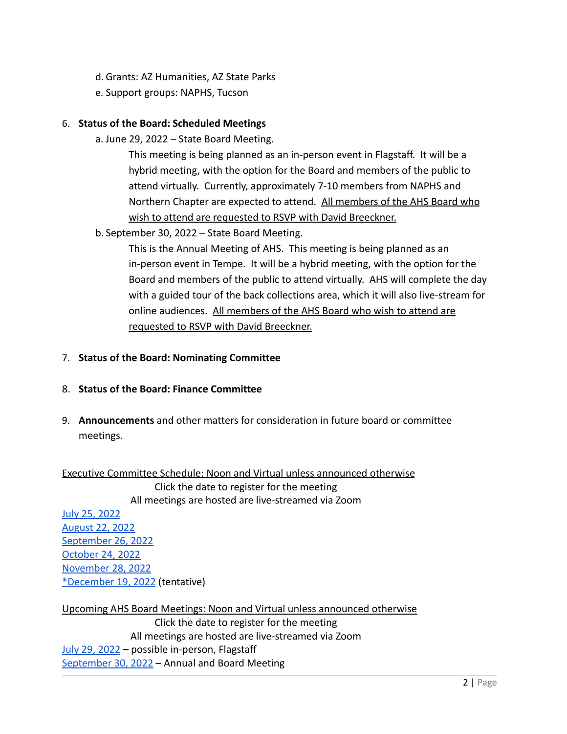d. Grants: AZ Humanities, AZ State Parks

e. Support groups: NAPHS, Tucson

6. **Status of the Board: Scheduled Meetings**

   a. June 29, 2022 – State Board Meeting.

   This meeting is being planned as an in-person event in Flagstaff. It will be a hybrid meeting, with the option for the Board and members of the public to attend virtually. Currently, approximately 7-10 members from NAPHS and Northern Chapter are expected to attend. <u>All members of the AHS Board who wish to attend are requested to RSVP with David Breeckner.</u>

   b. September 30, 2022 – State Board Meeting.

   This is the Annual Meeting of AHS. This meeting is being planned as an in-person event in Tempe. It will be a hybrid meeting, with the option for the Board and members of the public to attend virtually. AHS will complete the day with a guided tour of the back collections area, which it will also live-stream for online audiences. <u>All members of the AHS Board who wish to attend are requested to RSVP with David Breeckner.</u>

7. **Status of the Board: Nominating Committee**

8. **Status of the Board: Finance Committee**

9. **Announcements** and other matters for consideration in future board or committee meetings.

<u>Executive Committee Schedule: Noon and Virtual unless announced otherwise</u>

Click the date to register for the meeting

All meetings are hosted are live-streamed via Zoom

July 25, 2022
August 22, 2022
September 26, 2022
October 24, 2022
November 28, 2022
*December 19, 2022 (tentative)

<u>Upcoming AHS Board Meetings: Noon and Virtual unless announced otherwise</u>

Click the date to register for the meeting

All meetings are hosted are live-streamed via Zoom

July 29, 2022 – possible in-person, Flagstaff
September 30, 2022 – Annual and Board Meeting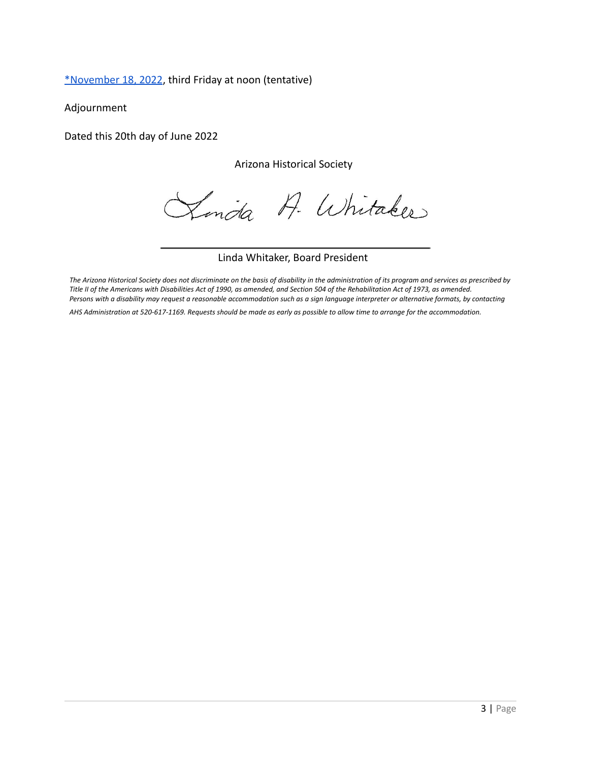[*November 18, 2022](), third Friday at noon (tentative)

Adjournment

Dated this 20th day of June 2022

Arizona Historical Society

Linda A. Whitaker

Linda Whitaker, Board President

*The Arizona Historical Society does not discriminate on the basis of disability in the administration of its program and services as prescribed by Title II of the Americans with Disabilities Act of 1990, as amended, and Section 504 of the Rehabilitation Act of 1973, as amended. Persons with a disability may request a reasonable accommodation such as a sign language interpreter or alternative formats, by contacting AHS Administration at 520-617-1169. Requests should be made as early as possible to allow time to arrange for the accommodation.*